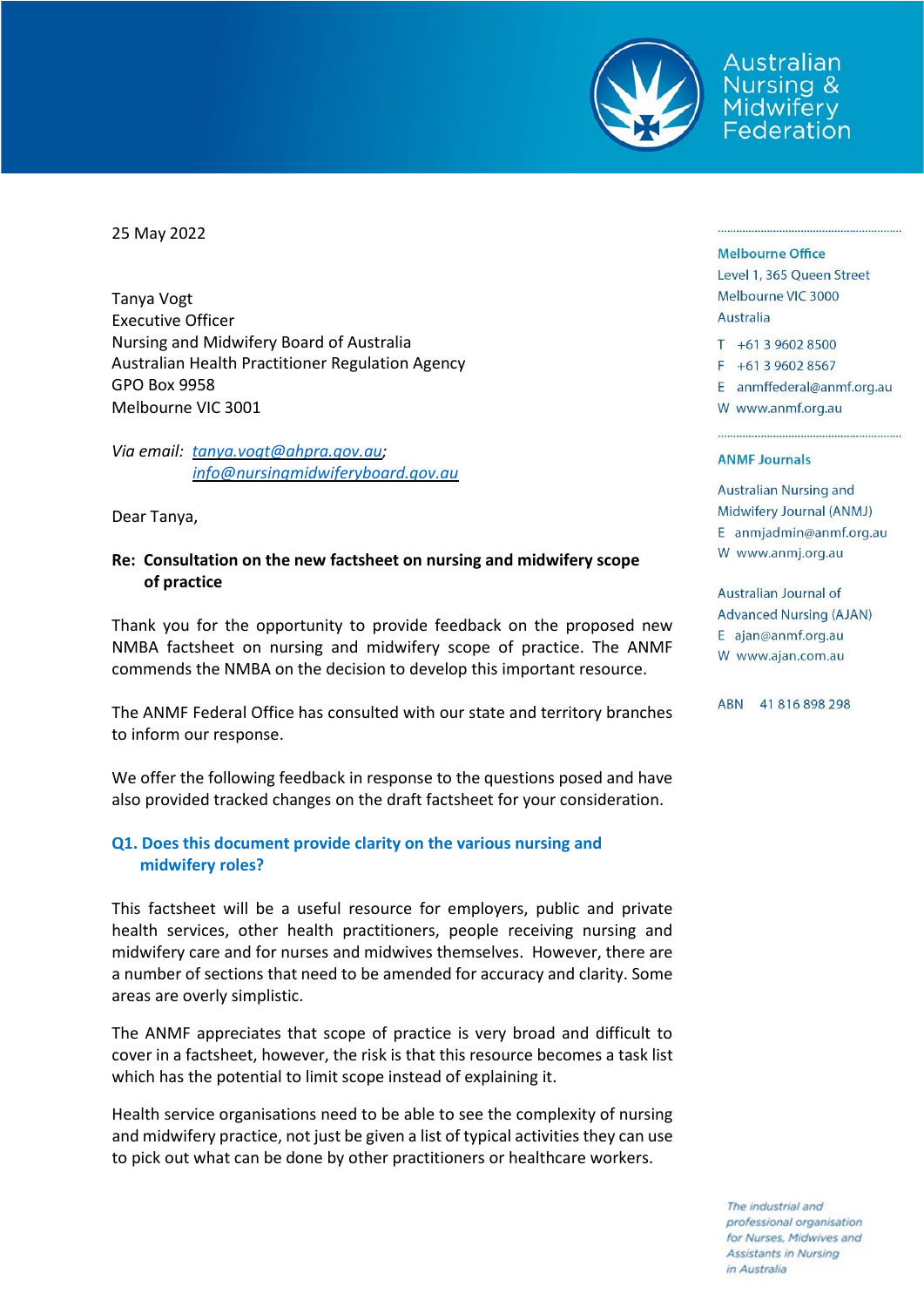Australian Nursing & Midwifery Federation

25 May 2022

Tanya Vogt
Executive Officer
Nursing and Midwifery Board of Australia
Australian Health Practitioner Regulation Agency
GPO Box 9958
Melbourne VIC 3001

*Via email: tanya.vogt@ahpra.gov.au; info@nursingmidwiferyboard.gov.au*

Dear Tanya,

**Re: Consultation on the new factsheet on nursing and midwifery scope of practice**

Thank you for the opportunity to provide feedback on the proposed new NMBA factsheet on nursing and midwifery scope of practice. The ANMF commends the NMBA on the decision to develop this important resource.

The ANMF Federal Office has consulted with our state and territory branches to inform our response.

We offer the following feedback in response to the questions posed and have also provided tracked changes on the draft factsheet for your consideration.

## Q1. Does this document provide clarity on the various nursing and midwifery roles?

This factsheet will be a useful resource for employers, public and private health services, other health practitioners, people receiving nursing and midwifery care and for nurses and midwives themselves. However, there are a number of sections that need to be amended for accuracy and clarity. Some areas are overly simplistic.

The ANMF appreciates that scope of practice is very broad and difficult to cover in a factsheet, however, the risk is that this resource becomes a task list which has the potential to limit scope instead of explaining it.

Health service organisations need to be able to see the complexity of nursing and midwifery practice, not just be given a list of typical activities they can use to pick out what can be done by other practitioners or healthcare workers.

**Melbourne Office**
Level 1, 365 Queen Street
Melbourne VIC 3000
Australia
T +61 3 9602 8500
F +61 3 9602 8567
E anmffederal@anmf.org.au
W www.anmf.org.au

**ANMF Journals**

Australian Nursing and Midwifery Journal (ANMJ)
E anmjadmin@anmf.org.au
W www.anmj.org.au

Australian Journal of Advanced Nursing (AJAN)
E ajan@anmf.org.au
W www.ajan.com.au

ABN 41 816 898 298

*The industrial and professional organisation for Nurses, Midwives and Assistants in Nursing in Australia*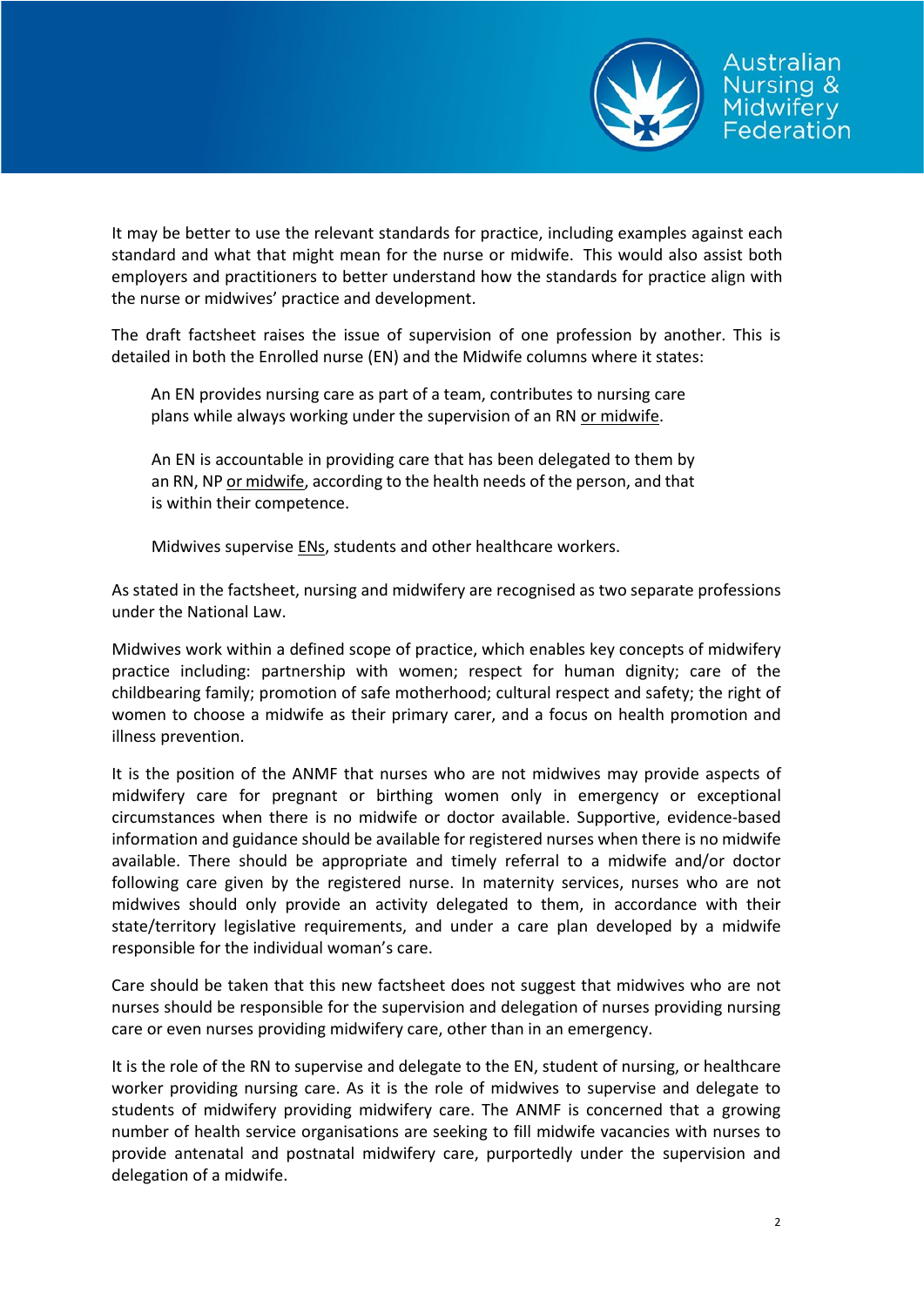It may be better to use the relevant standards for practice, including examples against each standard and what that might mean for the nurse or midwife. This would also assist both employers and practitioners to better understand how the standards for practice align with the nurse or midwives' practice and development.

The draft factsheet raises the issue of supervision of one profession by another. This is detailed in both the Enrolled nurse (EN) and the Midwife columns where it states:

> An EN provides nursing care as part of a team, contributes to nursing care plans while always working under the supervision of an RN <u>or midwife</u>.
>
> An EN is accountable in providing care that has been delegated to them by an RN, NP <u>or midwife</u>, according to the health needs of the person, and that is within their competence.
>
> Midwives supervise <u>ENs</u>, students and other healthcare workers.

As stated in the factsheet, nursing and midwifery are recognised as two separate professions under the National Law.

Midwives work within a defined scope of practice, which enables key concepts of midwifery practice including: partnership with women; respect for human dignity; care of the childbearing family; promotion of safe motherhood; cultural respect and safety; the right of women to choose a midwife as their primary carer, and a focus on health promotion and illness prevention.

It is the position of the ANMF that nurses who are not midwives may provide aspects of midwifery care for pregnant or birthing women only in emergency or exceptional circumstances when there is no midwife or doctor available. Supportive, evidence-based information and guidance should be available for registered nurses when there is no midwife available. There should be appropriate and timely referral to a midwife and/or doctor following care given by the registered nurse. In maternity services, nurses who are not midwives should only provide an activity delegated to them, in accordance with their state/territory legislative requirements, and under a care plan developed by a midwife responsible for the individual woman's care.

Care should be taken that this new factsheet does not suggest that midwives who are not nurses should be responsible for the supervision and delegation of nurses providing nursing care or even nurses providing midwifery care, other than in an emergency.

It is the role of the RN to supervise and delegate to the EN, student of nursing, or healthcare worker providing nursing care. As it is the role of midwives to supervise and delegate to students of midwifery providing midwifery care. The ANMF is concerned that a growing number of health service organisations are seeking to fill midwife vacancies with nurses to provide antenatal and postnatal midwifery care, purportedly under the supervision and delegation of a midwife.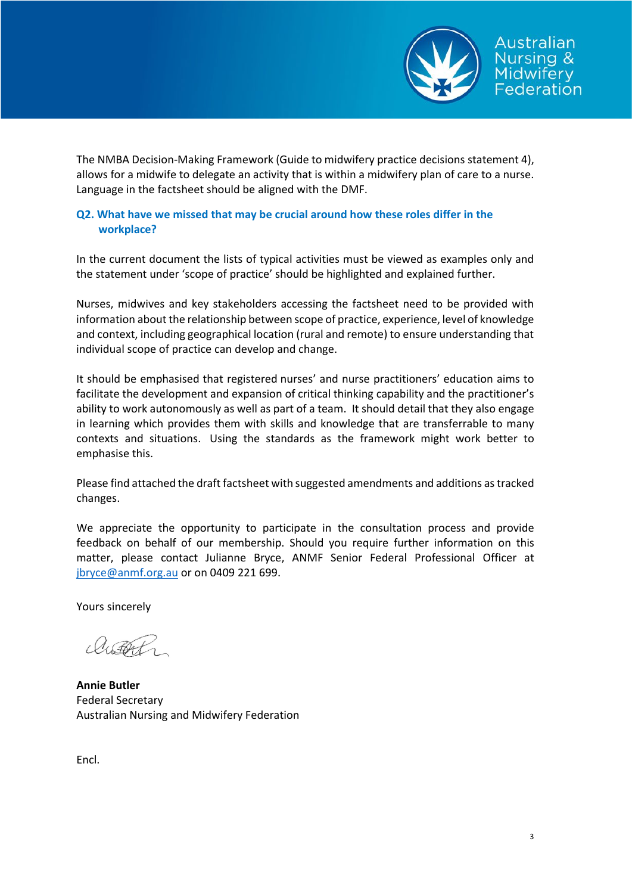The NMBA Decision-Making Framework (Guide to midwifery practice decisions statement 4), allows for a midwife to delegate an activity that is within a midwifery plan of care to a nurse. Language in the factsheet should be aligned with the DMF.

### Q2. What have we missed that may be crucial around how these roles differ in the workplace?

In the current document the lists of typical activities must be viewed as examples only and the statement under 'scope of practice' should be highlighted and explained further.

Nurses, midwives and key stakeholders accessing the factsheet need to be provided with information about the relationship between scope of practice, experience, level of knowledge and context, including geographical location (rural and remote) to ensure understanding that individual scope of practice can develop and change.

It should be emphasised that registered nurses' and nurse practitioners' education aims to facilitate the development and expansion of critical thinking capability and the practitioner's ability to work autonomously as well as part of a team. It should detail that they also engage in learning which provides them with skills and knowledge that are transferrable to many contexts and situations. Using the standards as the framework might work better to emphasise this.

Please find attached the draft factsheet with suggested amendments and additions as tracked changes.

We appreciate the opportunity to participate in the consultation process and provide feedback on behalf of our membership. Should you require further information on this matter, please contact Julianne Bryce, ANMF Senior Federal Professional Officer at jbryce@anmf.org.au or on 0409 221 699.

Yours sincerely

**Annie Butler**
Federal Secretary
Australian Nursing and Midwifery Federation

Encl.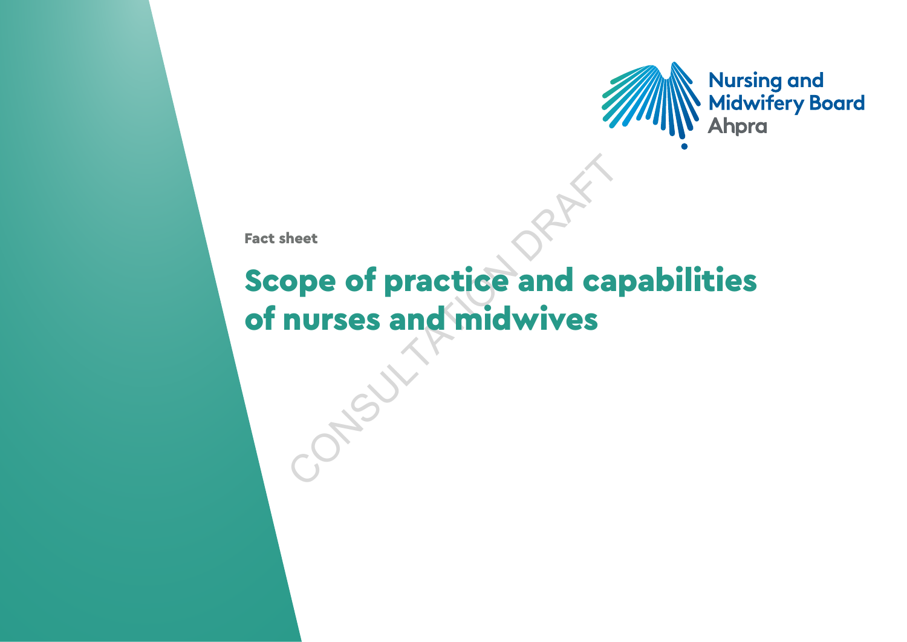Fact sheet

# Scope of practice and capabilities of nurses and midwives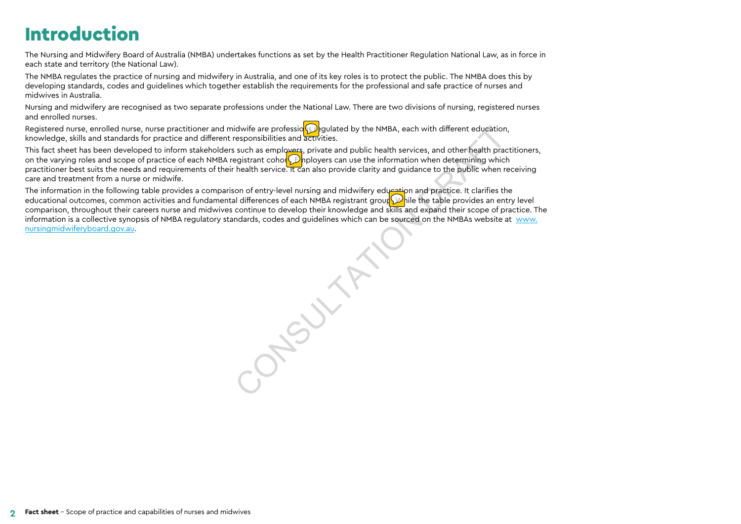# Introduction

The Nursing and Midwifery Board of Australia (NMBA) undertakes functions as set by the Health Practitioner Regulation National Law, as in force in each state and territory (the National Law).

The NMBA regulates the practice of nursing and midwifery in Australia, and one of its key roles is to protect the public. The NMBA does this by developing standards, codes and guidelines which together establish the requirements for the professional and safe practice of nurses and midwives in Australia.

Nursing and midwifery are recognised as two separate professions under the National Law. There are two divisions of nursing, registered nurses and enrolled nurses.

Registered nurse, enrolled nurse, nurse practitioner and midwife are professions regulated by the NMBA, each with different education, knowledge, skills and standards for practice and different responsibilities and activities.

This fact sheet has been developed to inform stakeholders such as employers, private and public health services, and other health practitioners, on the varying roles and scope of practice of each NMBA registrant cohort. Employers can use the information when determining which practitioner best suits the needs and requirements of their health service. It can also provide clarity and guidance to the public when receiving care and treatment from a nurse or midwife.

The information in the following table provides a comparison of entry-level nursing and midwifery education and practice. It clarifies the educational outcomes, common activities and fundamental differences of each NMBA registrant group. While the table provides an entry level comparison, throughout their careers nurse and midwives continue to develop their knowledge and skills and expand their scope of practice. The information is a collective synopsis of NMBA regulatory standards, codes and guidelines which can be sourced on the NMBAs website at [www.nursingmidwiferyboard.gov.au](www.nursingmidwiferyboard.gov.au).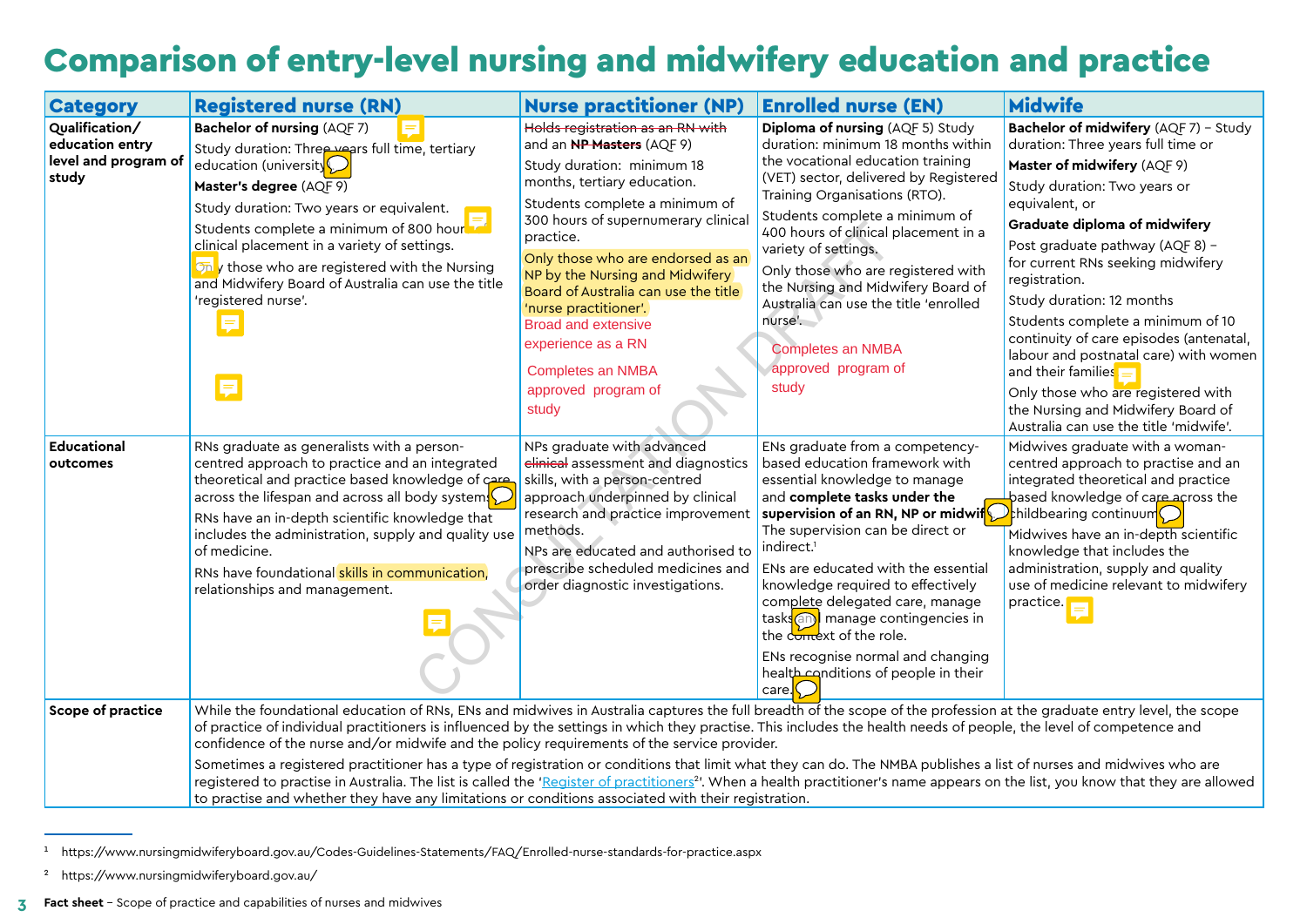# Comparison of entry-level nursing and midwifery education and practice

| Category | Registered nurse (RN) | Nurse practitioner (NP) | Enrolled nurse (EN) | Midwife |
|---|---|---|---|---|
| Qualification/ education entry level and program of study | **Bachelor of nursing** (AQF 7)<br>Study duration: Three years full time, tertiary education (university)<br>**Master's degree** (AQF 9)<br>Study duration: Two years or equivalent.<br>Students complete a minimum of 800 hours clinical placement in a variety of settings.<br>Only those who are registered with the Nursing and Midwifery Board of Australia can use the title 'registered nurse'. | ~~Holds registration as an RN with~~ and an ~~NP Masters~~ (AQF 9)<br>Study duration: minimum 18 months, tertiary education.<br>Students complete a minimum of 300 hours of supernumerary clinical practice.<br>Only those who are endorsed as an NP by the Nursing and Midwifery Board of Australia can use the title 'nurse practitioner'.<br>Broad and extensive experience as a RN<br>Completes an NMBA approved program of study | **Diploma of nursing** (AQF 5) Study duration: minimum 18 months within the vocational education training (VET) sector, delivered by Registered Training Organisations (RTO).<br>Students complete a minimum of 400 hours of clinical placement in a variety of settings.<br>Only those who are registered with the Nursing and Midwifery Board of Australia can use the title 'enrolled nurse'.<br>Completes an NMBA approved program of study | **Bachelor of midwifery** (AQF 7) – Study duration: Three years full time or<br>**Master of midwifery** (AQF 9)<br>Study duration: Two years or equivalent, or<br>**Graduate diploma of midwifery**<br>Post graduate pathway (AQF 8) – for current RNs seeking midwifery registration.<br>Study duration: 12 months<br>Students complete a minimum of 10 continuity of care episodes (antenatal, labour and postnatal care) with women and their families.<br>Only those who are registered with the Nursing and Midwifery Board of Australia can use the title 'midwife'. |
| Educational outcomes | RNs graduate as generalists with a person-centred approach to practice and an integrated theoretical and practice based knowledge of care across the lifespan and across all body systems.<br>RNs have an in-depth scientific knowledge that includes the administration, supply and quality use of medicine.<br>RNs have foundational skills in communication, relationships and management. | NPs graduate with advanced ~~clinical~~ assessment and diagnostics skills, with a person-centred approach underpinned by clinical research and practice improvement methods.<br>NPs are educated and authorised to prescribe scheduled medicines and order diagnostic investigations. | ENs graduate from a competency-based education framework with essential knowledge to manage and **complete tasks under the supervision of an RN, NP or midwife**. The supervision can be direct or indirect.[1]<br>ENs are educated with the essential knowledge required to effectively complete delegated care, manage tasks and manage contingencies in the context of the role.<br>ENs recognise normal and changing health conditions of people in their care. | Midwives graduate with a woman-centred approach to practise and an integrated theoretical and practice based knowledge of care across the childbearing continuum.<br>Midwives have an in-depth scientific knowledge that includes the administration, supply and quality use of medicine relevant to midwifery practice. |
| Scope of practice | While the foundational education of RNs, ENs and midwives in Australia captures the full breadth of the scope of the profession at the graduate entry level, the scope of practice of individual practitioners is influenced by the settings in which they practise. This includes the health needs of people, the level of competence and confidence of the nurse and/or midwife and the policy requirements of the service provider.<br>Sometimes a registered practitioner has a type of registration or conditions that limit what they can do. The NMBA publishes a list of nurses and midwives who are registered to practise in Australia. The list is called the 'Register of practitioners[2]'. When a health practitioner's name appears on the list, you know that they are allowed to practise and whether they have any limitations or conditions associated with their registration. | | | |

[1] https://www.nursingmidwiferyboard.gov.au/Codes-Guidelines-Statements/FAQ/Enrolled-nurse-standards-for-practice.aspx

[2] https://www.nursingmidwiferyboard.gov.au/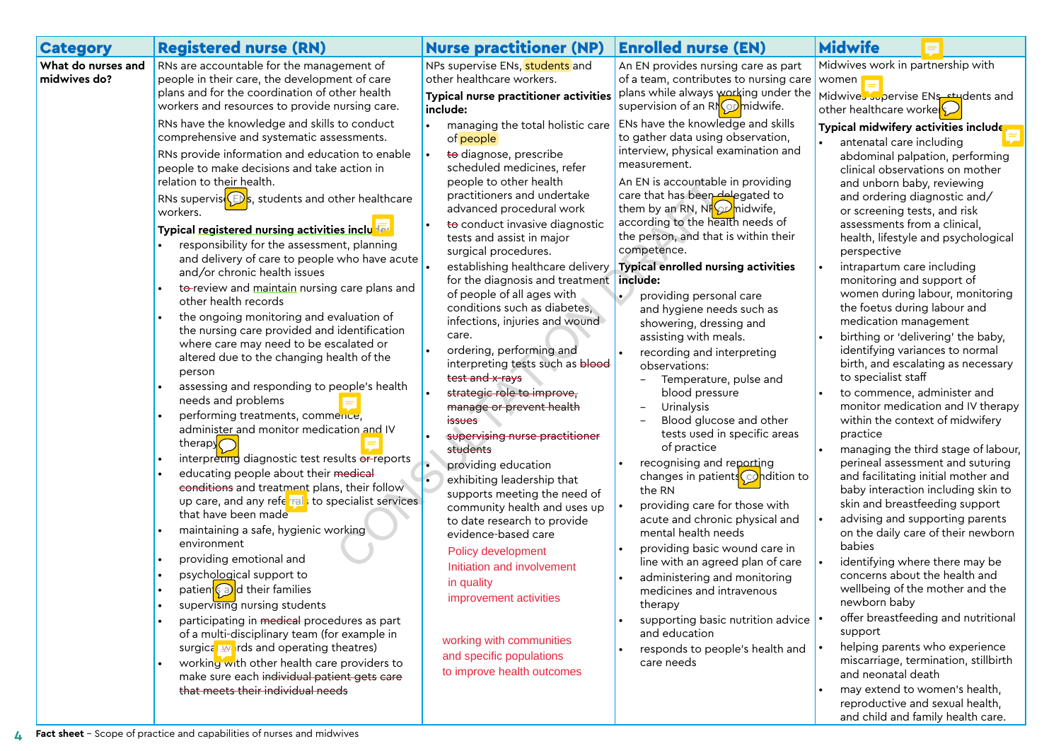| Category | Registered nurse (RN) | Nurse practitioner (NP) | Enrolled nurse (EN) | Midwife |
|---|---|---|---|---|
| **What do nurses and midwives do?** | RNs are accountable for the management of people in their care, the development of care plans and for the coordination of other health workers and resources to provide nursing care.<br><br>RNs have the knowledge and skills to conduct comprehensive and systematic assessments.<br><br>RNs provide information and education to enable people to make decisions and take action in relation to their health.<br><br>RNs supervise ENs, students and other healthcare workers.<br><br>**Typical registered nursing activities include:**<br>• responsibility for the assessment, planning and delivery of care to people who have acute and/or chronic health issues<br>• ~~to~~ review and maintain nursing care plans and other health records<br>• the ongoing monitoring and evaluation of the nursing care provided and identification where care may need to be escalated or altered due to the changing health of the person<br>• assessing and responding to people's health needs and problems<br>• performing treatments, commence, administer and monitor medication and IV therapy<br>• interpreting diagnostic test results ~~or~~ reports<br>• educating people about their ~~medical conditions~~ and treatment plans, their follow up care, and any referrals to specialist services that have been made<br>• maintaining a safe, hygienic working environment<br>• providing emotional and<br>• psychological support to<br>• patients and their families<br>• supervising nursing students<br>• participating in ~~medical~~ procedures as part of a multi-disciplinary team (for example in surgical wards and operating theatres)<br>• working with other health care providers to make sure each ~~individual patient gets care that meets their individual needs~~ | NPs supervise ENs, students and other healthcare workers.<br><br>**Typical nurse practitioner activities include:**<br>• managing the total holistic care of people<br>• ~~to~~ diagnose, prescribe scheduled medicines, refer people to other health practitioners and undertake advanced procedural work<br>• ~~to~~ conduct invasive diagnostic tests and assist in major surgical procedures.<br>• establishing healthcare delivery for the diagnosis and treatment of people of all ages with conditions such as diabetes, infections, injuries and wound care.<br>• ordering, performing and interpreting tests such as ~~blood test and x-rays~~<br>• ~~strategic role to improve, manage or prevent health issues~~<br>• ~~supervising nurse practitioner students~~<br>• providing education<br>• exhibiting leadership that supports meeting the need of community health and uses up to date research to provide evidence-based care<br><br>Policy development<br>Initiation and involvement in quality improvement activities<br><br>working with communities and specific populations to improve health outcomes | An EN provides nursing care as part of a team, contributes to nursing care plans while always working under the supervision of an RN or midwife.<br><br>ENs have the knowledge and skills to gather data using observation, interview, physical examination and measurement.<br><br>An EN is accountable in providing care that has been delegated to them by an RN, NP or midwife, according to the health needs of the person, and that is within their competence.<br><br>**Typical enrolled nursing activities include:**<br>• providing personal care and hygiene needs such as showering, dressing and assisting with meals.<br>• recording and interpreting observations:<br>  – Temperature, pulse and blood pressure<br>  – Urinalysis<br>  – Blood glucose and other tests used in specific areas of practice<br>• recognising and reporting changes in patients condition to the RN<br>• providing care for those with acute and chronic physical and mental health needs<br>• providing basic wound care in line with an agreed plan of care<br>• administering and monitoring medicines and intravenous therapy<br>• supporting basic nutrition advice and education<br>• responds to people's health and care needs | Midwives work in partnership with women<br><br>Midwives supervise ENs, students and other healthcare workers<br><br>**Typical midwifery activities include:**<br>• antenatal care including abdominal palpation, performing clinical observations on mother and unborn baby, reviewing and ordering diagnostic and/ or screening tests, and risk assessments from a clinical, health, lifestyle and psychological perspective<br>• intrapartum care including monitoring and support of women during labour, monitoring the foetus during labour and medication management<br>• birthing or 'delivering' the baby, identifying variances to normal birth, and escalating as necessary to specialist staff<br>• to commence, administer and monitor medication and IV therapy within the context of midwifery practice<br>• managing the third stage of labour, perineal assessment and suturing and facilitating initial mother and baby interaction including skin to skin and breastfeeding support<br>• advising and supporting parents on the daily care of their newborn babies<br>• identifying where there may be concerns about the health and wellbeing of the mother and the newborn baby<br>• offer breastfeeding and nutritional support<br>• helping parents who experience miscarriage, termination, stillbirth and neonatal death<br>• may extend to women's health, reproductive and sexual health, and child and family health care. |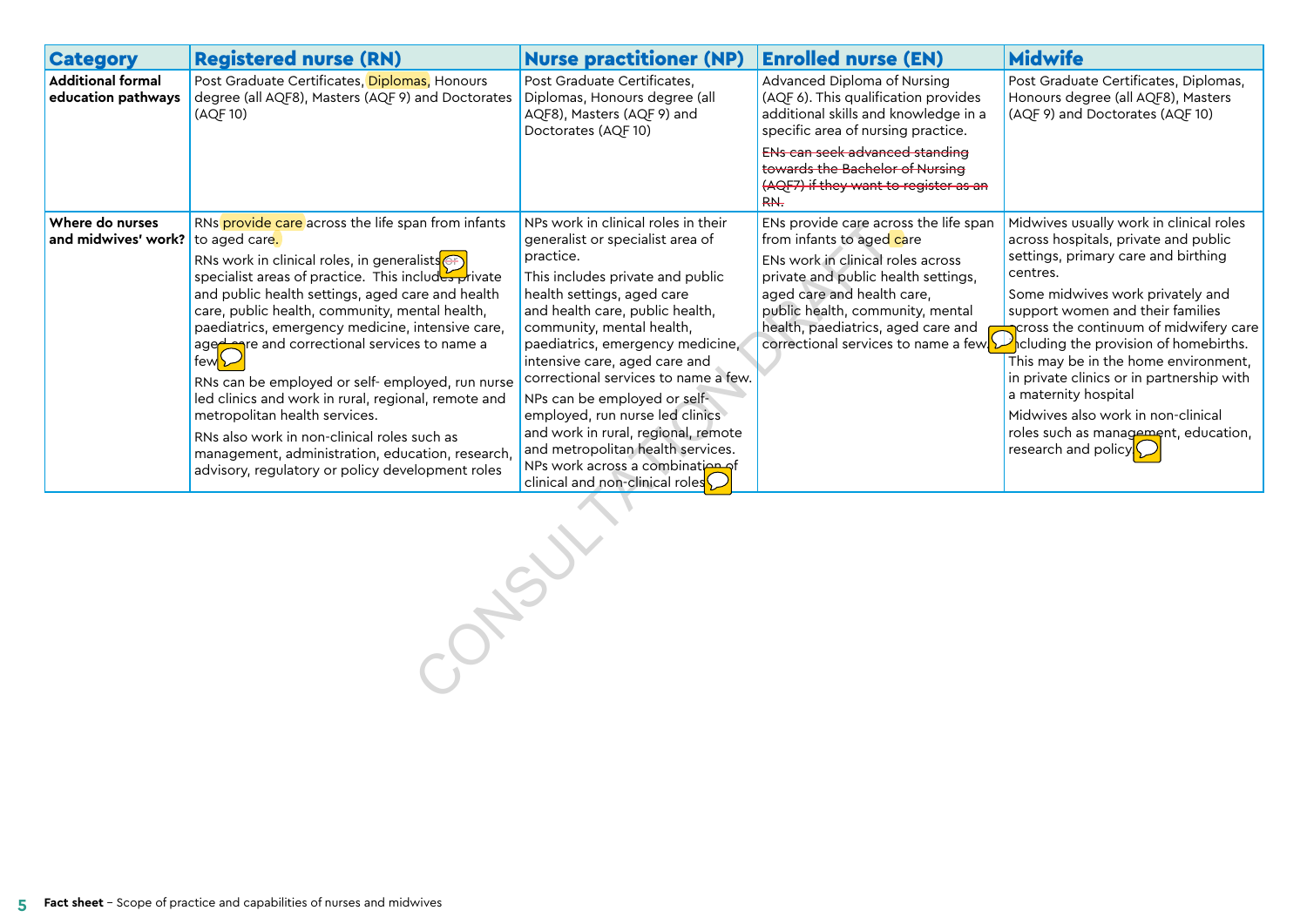| Category | Registered nurse (RN) | Nurse practitioner (NP) | Enrolled nurse (EN) | Midwife |
|---|---|---|---|---|
| **Additional formal education pathways** | Post Graduate Certificates, Diplomas, Honours degree (all AQF8), Masters (AQF 9) and Doctorates (AQF 10) | Post Graduate Certificates, Diplomas, Honours degree (all AQF8), Masters (AQF 9) and Doctorates (AQF 10) | Advanced Diploma of Nursing (AQF 6). This qualification provides additional skills and knowledge in a specific area of nursing practice. ~~ENs can seek advanced standing towards the Bachelor of Nursing (AQF7) if they want to register as an RN.~~ | Post Graduate Certificates, Diplomas, Honours degree (all AQF8), Masters (AQF 9) and Doctorates (AQF 10) |
| **Where do nurses and midwives' work?** | RNs provide care across the life span from infants to aged care. RNs work in clinical roles, in generalist ~~or~~ specialist areas of practice. This includes private and public health settings, aged care and health care, public health, community, mental health, paediatrics, emergency medicine, intensive care, aged care and correctional services to name a few. RNs can be employed or self- employed, run nurse led clinics and work in rural, regional, remote and metropolitan health services. RNs also work in non-clinical roles such as management, administration, education, research, advisory, regulatory or policy development roles | NPs work in clinical roles in their generalist or specialist area of practice. This includes private and public health settings, aged care and health care, public health, community, mental health, paediatrics, emergency medicine, intensive care, aged care and correctional services to name a few. NPs can be employed or self-employed, run nurse led clinics and work in rural, regional, remote and metropolitan health services. NPs work across a combination of clinical and non-clinical roles | ENs provide care across the life span from infants to aged care. ENs work in clinical roles across private and public health settings, aged care and health care, public health, community, mental health, paediatrics, aged care and correctional services to name a few. | Midwives usually work in clinical roles across hospitals, private and public settings, primary care and birthing centres. Some midwives work privately and support women and their families across the continuum of midwifery care including the provision of homebirths. This may be in the home environment, in private clinics or in partnership with a maternity hospital. Midwives also work in non-clinical roles such as management, education, research and policy |